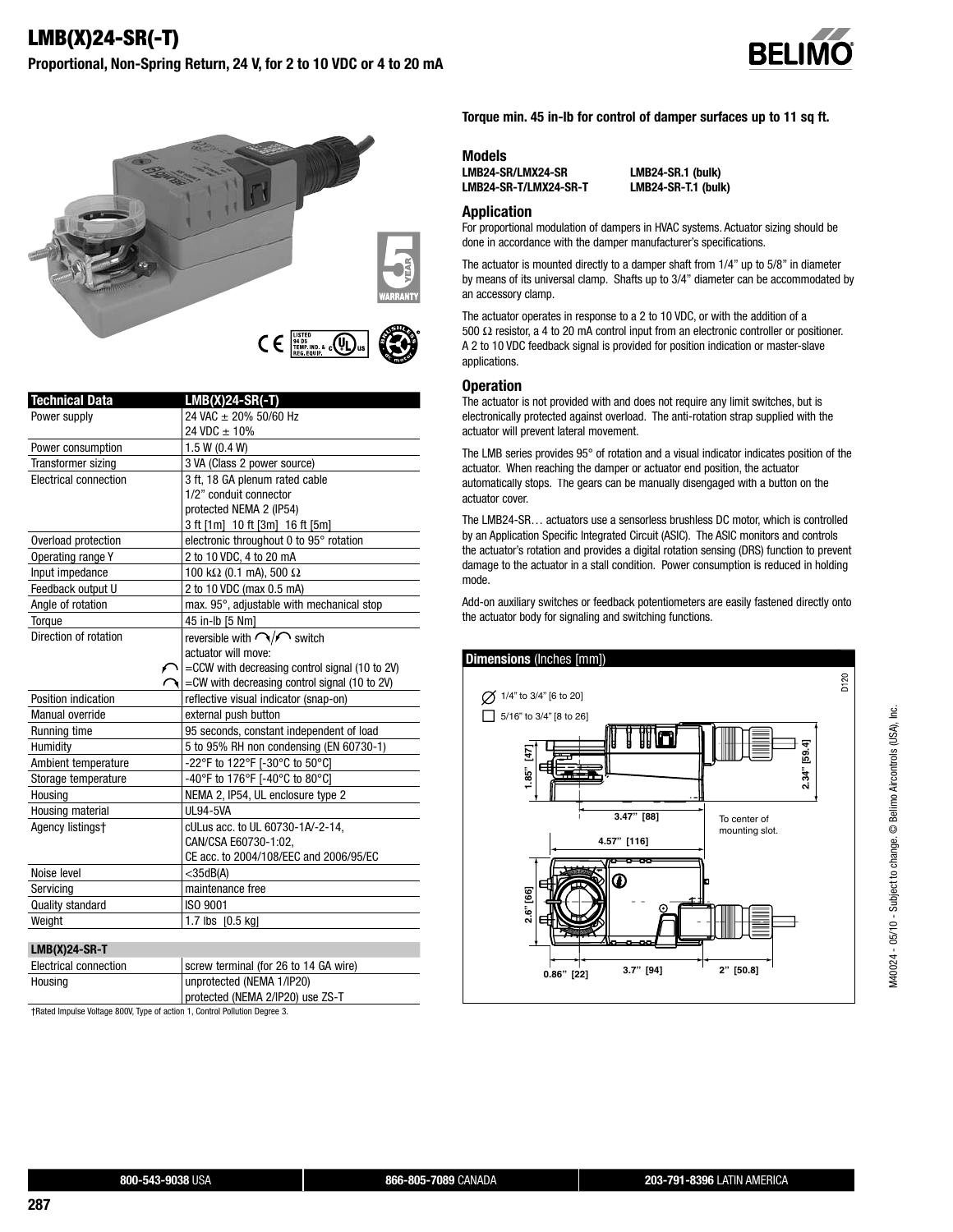# LMB(X)24-SR(-T)

**Proportional, Non-Spring Return, 24 V, for 2 to 10 VDC or 4 to 20 mA**

**Torque min. 45 in-lb for control of damper surfaces up to 11 sq ft.**

### Models

| | |
|---|---|
| **LMB24-SR/LMX24-SR** | **LMB24-SR.1 (bulk)** |
| **LMB24-SR-T/LMX24-SR-T** | **LMB24-SR-T.1 (bulk)** |

### Application

For proportional modulation of dampers in HVAC systems. Actuator sizing should be done in accordance with the damper manufacturer's specifications.

The actuator is mounted directly to a damper shaft from 1/4" up to 5/8" in diameter by means of its universal clamp. Shafts up to 3/4" diameter can be accommodated by an accessory clamp.

The actuator operates in response to a 2 to 10 VDC, or with the addition of a 500 Ω resistor, a 4 to 20 mA control input from an electronic controller or positioner. A 2 to 10 VDC feedback signal is provided for position indication or master-slave applications.

### Operation

The actuator is not provided with and does not require any limit switches, but is electronically protected against overload. The anti-rotation strap supplied with the actuator will prevent lateral movement.

The LMB series provides 95° of rotation and a visual indicator indicates position of the actuator. When reaching the damper or actuator end position, the actuator automatically stops. The gears can be manually disengaged with a button on the actuator cover.

The LMB24-SR… actuators use a sensorless brushless DC motor, which is controlled by an Application Specific Integrated Circuit (ASIC). The ASIC monitors and controls the actuator's rotation and provides a digital rotation sensing (DRS) function to prevent damage to the actuator in a stall condition. Power consumption is reduced in holding mode.

Add-on auxiliary switches or feedback potentiometers are easily fastened directly onto the actuator body for signaling and switching functions.

| Technical Data | LMB(X)24-SR(-T) |
|---|---|
| Power supply | 24 VAC ± 20% 50/60 Hz<br>24 VDC ± 10% |
| Power consumption | 1.5 W (0.4 W) |
| Transformer sizing | 3 VA (Class 2 power source) |
| Electrical connection | 3 ft, 18 GA plenum rated cable<br>1/2" conduit connector<br>protected NEMA 2 (IP54)<br>3 ft [1m] 10 ft [3m] 16 ft [5m] |
| Overload protection | electronic throughout 0 to 95° rotation |
| Operating range Y | 2 to 10 VDC, 4 to 20 mA |
| Input impedance | 100 kΩ (0.1 mA), 500 Ω |
| Feedback output U | 2 to 10 VDC (max 0.5 mA) |
| Angle of rotation | max. 95°, adjustable with mechanical stop |
| Torque | 45 in-lb [5 Nm] |
| Direction of rotation | reversible with ↶/↷ switch<br>actuator will move:<br>↶ =CCW with decreasing control signal (10 to 2V)<br>↷ =CW with decreasing control signal (10 to 2V) |
| Position indication | reflective visual indicator (snap-on) |
| Manual override | external push button |
| Running time | 95 seconds, constant independent of load |
| Humidity | 5 to 95% RH non condensing (EN 60730-1) |
| Ambient temperature | -22°F to 122°F [-30°C to 50°C] |
| Storage temperature | -40°F to 176°F [-40°C to 80°C] |
| Housing | NEMA 2, IP54, UL enclosure type 2 |
| Housing material | UL94-5VA |
| Agency listings† | cULus acc. to UL 60730-1A/-2-14,<br>CAN/CSA E60730-1:02,<br>CE acc. to 2004/108/EEC and 2006/95/EC |
| Noise level | <35dB(A) |
| Servicing | maintenance free |
| Quality standard | ISO 9001 |
| Weight | 1.7 lbs [0.5 kg] |

| LMB(X)24-SR-T | |
|---|---|
| Electrical connection | screw terminal (for 26 to 14 GA wire) |
| Housing | unprotected (NEMA 1/IP20)<br>protected (NEMA 2/IP20) use ZS-T |

†Rated Impulse Voltage 800V, Type of action 1, Control Pollution Degree 3.

### Dimensions (Inches [mm])

Ø 1/4" to 3/4" [6 to 20]
□ 5/16" to 3/4" [8 to 26]

1.85" [47] · 2.34" [59.4] · 3.47" [88] · 4.57" [116] · 2.6" [66] · 0.86" [22] · 3.7" [94] · 2" [50.8]

To center of mounting slot.

D120

M40024 - 05/10 - Subject to change. © Belimo Aircontrols (USA), Inc.

**800-543-9038** USA | **866-805-7089** CANADA | **203-791-8396** LATIN AMERICA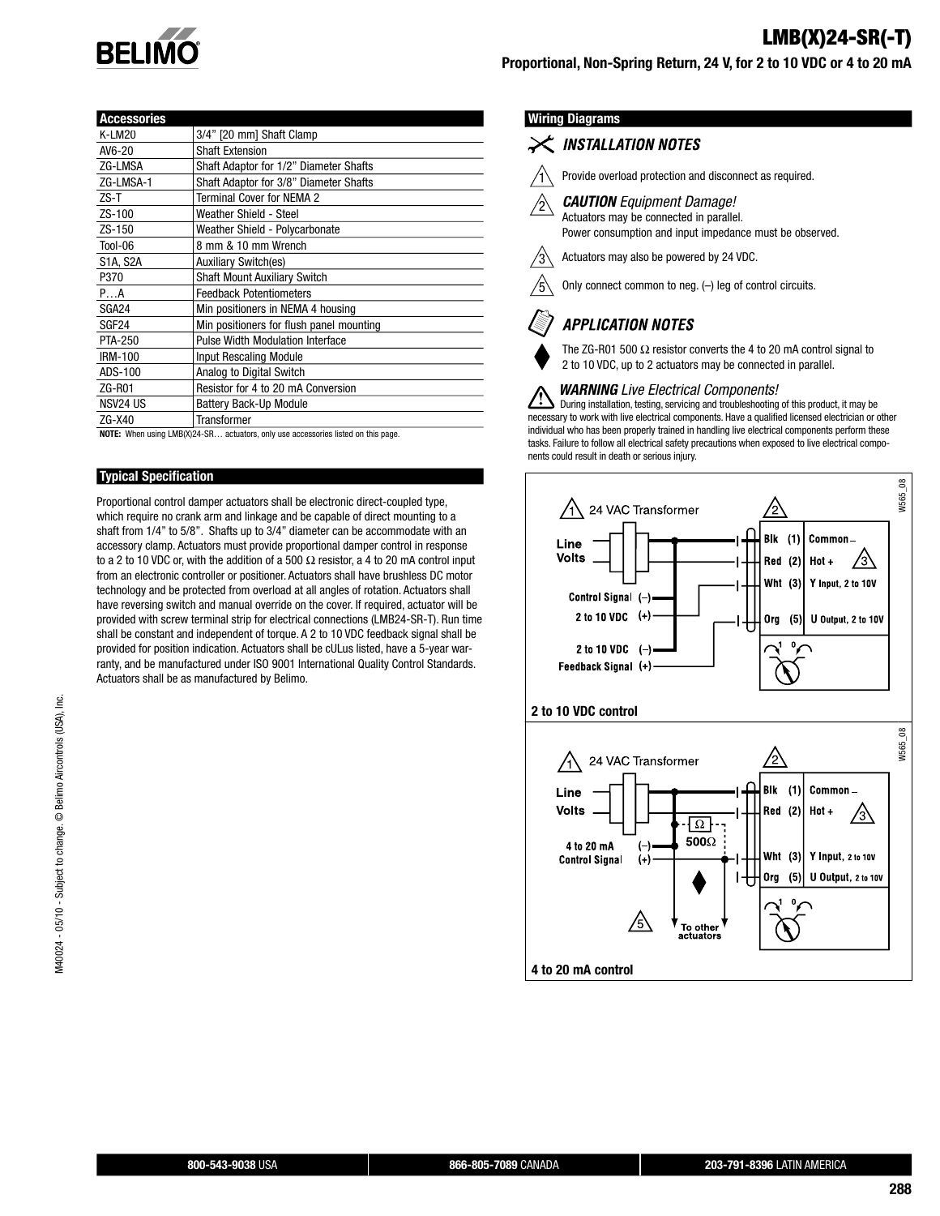# LMB(X)24-SR(-T)

**Proportional, Non-Spring Return, 24 V, for 2 to 10 VDC or 4 to 20 mA**

## Accessories

| | |
|---|---|
| K-LM20 | 3/4" [20 mm] Shaft Clamp |
| AV6-20 | Shaft Extension |
| ZG-LMSA | Shaft Adaptor for 1/2" Diameter Shafts |
| ZG-LMSA-1 | Shaft Adaptor for 3/8" Diameter Shafts |
| ZS-T | Terminal Cover for NEMA 2 |
| ZS-100 | Weather Shield - Steel |
| ZS-150 | Weather Shield - Polycarbonate |
| Tool-06 | 8 mm & 10 mm Wrench |
| S1A, S2A | Auxiliary Switch(es) |
| P370 | Shaft Mount Auxiliary Switch |
| P…A | Feedback Potentiometers |
| SGA24 | Min positioners in NEMA 4 housing |
| SGF24 | Min positioners for flush panel mounting |
| PTA-250 | Pulse Width Modulation Interface |
| IRM-100 | Input Rescaling Module |
| ADS-100 | Analog to Digital Switch |
| ZG-R01 | Resistor for 4 to 20 mA Conversion |
| NSV24 US | Battery Back-Up Module |
| ZG-X40 | Transformer |

**NOTE:** When using LMB(X)24-SR… actuators, only use accessories listed on this page.

## Typical Specification

Proportional control damper actuators shall be electronic direct-coupled type, which require no crank arm and linkage and be capable of direct mounting to a shaft from 1/4" to 5/8". Shafts up to 3/4" diameter can be accommodate with an accessory clamp. Actuators must provide proportional damper control in response to a 2 to 10 VDC or, with the addition of a 500 Ω resistor, a 4 to 20 mA control input from an electronic controller or positioner. Actuators shall have brushless DC motor technology and be protected from overload at all angles of rotation. Actuators shall have reversing switch and manual override on the cover. If required, actuator will be provided with screw terminal strip for electrical connections (LMB24-SR-T). Run time shall be constant and independent of torque. A 2 to 10 VDC feedback signal shall be provided for position indication. Actuators shall be cULus listed, have a 5-year warranty, and be manufactured under ISO 9001 International Quality Control Standards. Actuators shall be as manufactured by Belimo.

## Wiring Diagrams

### INSTALLATION NOTES

1. Provide overload protection and disconnect as required.
2. ***CAUTION*** *Equipment Damage!* Actuators may be connected in parallel. Power consumption and input impedance must be observed.
3. Actuators may also be powered by 24 VDC.
5. Only connect common to neg. (–) leg of control circuits.

### APPLICATION NOTES

◆ The ZG-R01 500 Ω resistor converts the 4 to 20 mA control signal to 2 to 10 VDC, up to 2 actuators may be connected in parallel.

***WARNING*** *Live Electrical Components!*
During installation, testing, servicing and troubleshooting of this product, it may be necessary to work with live electrical components. Have a qualified licensed electrician or other individual who has been properly trained in handling live electrical components perform these tasks. Failure to follow all electrical safety precautions when exposed to live electrical components could result in death or serious injury.

W565_08

1 24 VAC Transformer
Line Volts
Control Signal (–) 2 to 10 VDC (+)
2 to 10 VDC (–) Feedback Signal (+)
2
Blk (1) Common –
Red (2) Hot + 3
Wht (3) Y Input, 2 to 10V
Org (5) U Output, 2 to 10V
1 0

**2 to 10 VDC control**

W565_08

1 24 VAC Transformer
Line Volts
4 to 20 mA (–) Control Signal (+)
Ω 500Ω
5
To other actuators
2
Blk (1) Common –
Red (2) Hot + 3
Wht (3) Y Input, 2 to 10V
Org (5) U Output, 2 to 10V
1 0

**4 to 20 mA control**

M40024 - 05/10 - Subject to change. © Belimo Aircontrols (USA), Inc.

**800-543-9038** USA | **866-805-7089** CANADA | **203-791-8396** LATIN AMERICA